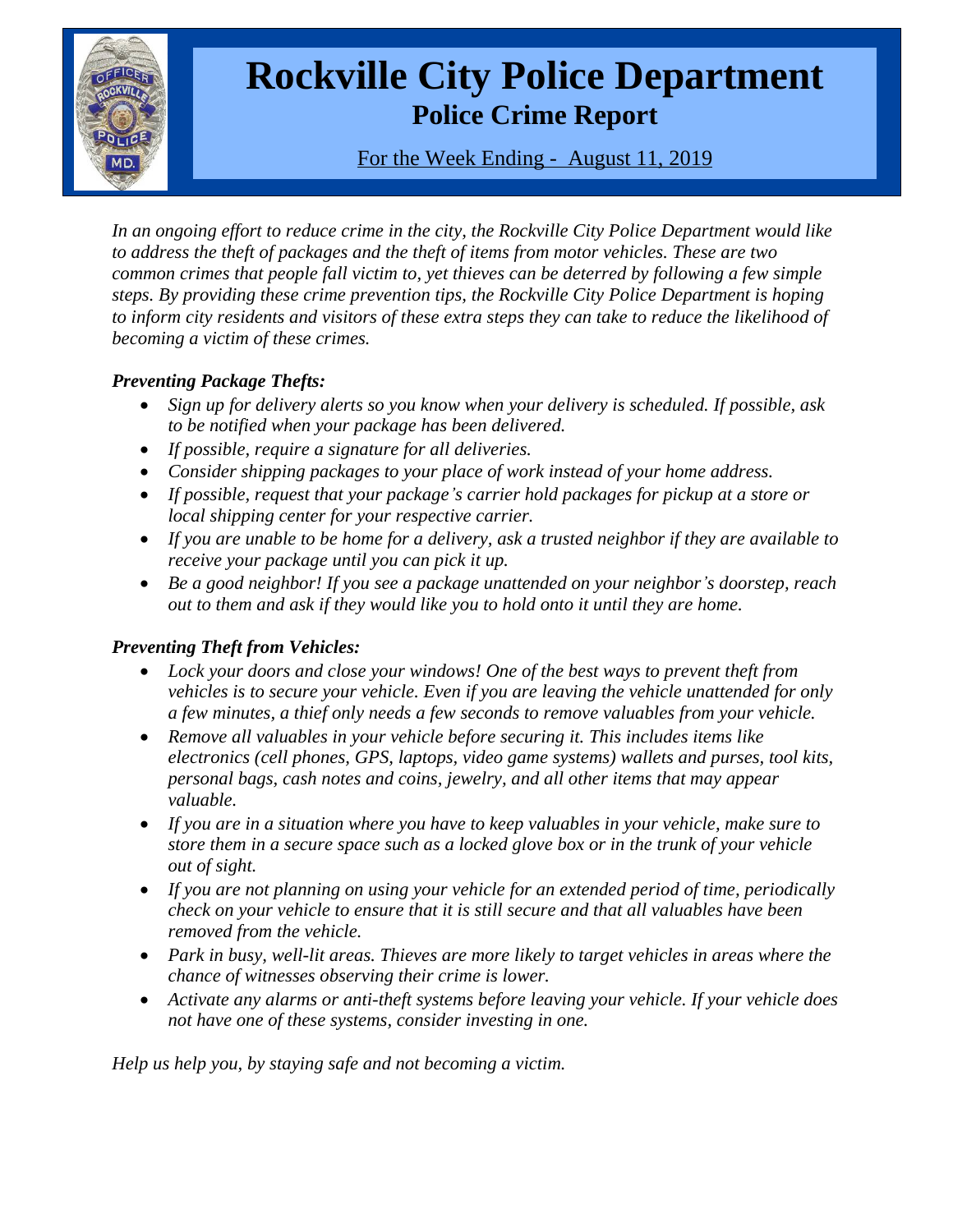# Rockville City Police Department

## Police Crime Report

For the Week Ending - August 11, 2019

*In an ongoing effort to reduce crime in the city, the Rockville City Police Department would like to address the theft of packages and the theft of items from motor vehicles. These are two common crimes that people fall victim to, yet thieves can be deterred by following a few simple steps. By providing these crime prevention tips, the Rockville City Police Department is hoping to inform city residents and visitors of these extra steps they can take to reduce the likelihood of becoming a victim of these crimes.*

***Preventing Package Thefts:***

- *Sign up for delivery alerts so you know when your delivery is scheduled. If possible, ask to be notified when your package has been delivered.*
- *If possible, require a signature for all deliveries.*
- *Consider shipping packages to your place of work instead of your home address.*
- *If possible, request that your package's carrier hold packages for pickup at a store or local shipping center for your respective carrier.*
- *If you are unable to be home for a delivery, ask a trusted neighbor if they are available to receive your package until you can pick it up.*
- *Be a good neighbor! If you see a package unattended on your neighbor's doorstep, reach out to them and ask if they would like you to hold onto it until they are home.*

***Preventing Theft from Vehicles:***

- *Lock your doors and close your windows! One of the best ways to prevent theft from vehicles is to secure your vehicle. Even if you are leaving the vehicle unattended for only a few minutes, a thief only needs a few seconds to remove valuables from your vehicle.*
- *Remove all valuables in your vehicle before securing it. This includes items like electronics (cell phones, GPS, laptops, video game systems) wallets and purses, tool kits, personal bags, cash notes and coins, jewelry, and all other items that may appear valuable.*
- *If you are in a situation where you have to keep valuables in your vehicle, make sure to store them in a secure space such as a locked glove box or in the trunk of your vehicle out of sight.*
- *If you are not planning on using your vehicle for an extended period of time, periodically check on your vehicle to ensure that it is still secure and that all valuables have been removed from the vehicle.*
- *Park in busy, well-lit areas. Thieves are more likely to target vehicles in areas where the chance of witnesses observing their crime is lower.*
- *Activate any alarms or anti-theft systems before leaving your vehicle. If your vehicle does not have one of these systems, consider investing in one.*

*Help us help you, by staying safe and not becoming a victim.*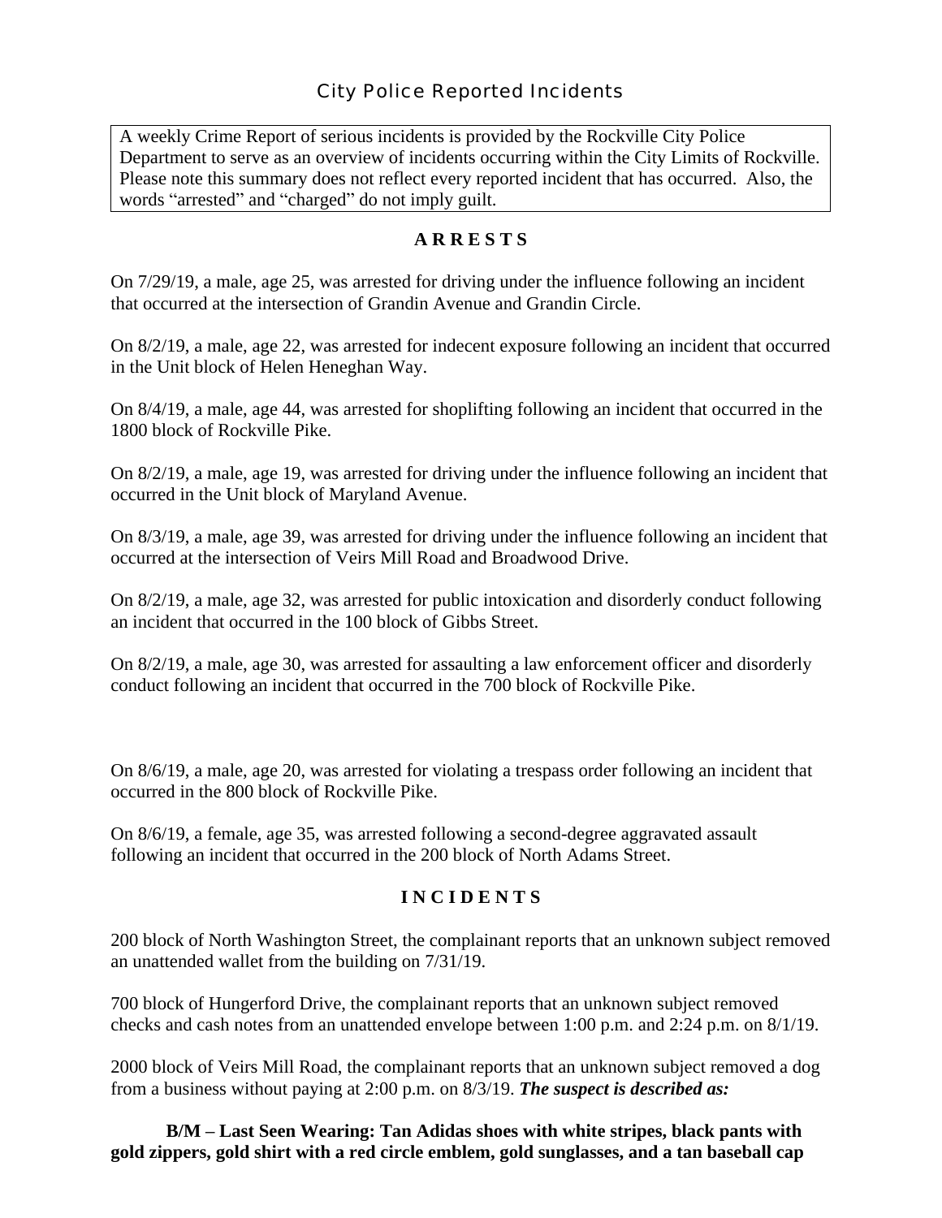## City Police Reported Incidents

A weekly Crime Report of serious incidents is provided by the Rockville City Police Department to serve as an overview of incidents occurring within the City Limits of Rockville. Please note this summary does not reflect every reported incident that has occurred. Also, the words "arrested" and "charged" do not imply guilt.

### A R R E S T S

On 7/29/19, a male, age 25, was arrested for driving under the influence following an incident that occurred at the intersection of Grandin Avenue and Grandin Circle.

On 8/2/19, a male, age 22, was arrested for indecent exposure following an incident that occurred in the Unit block of Helen Heneghan Way.

On 8/4/19, a male, age 44, was arrested for shoplifting following an incident that occurred in the 1800 block of Rockville Pike.

On 8/2/19, a male, age 19, was arrested for driving under the influence following an incident that occurred in the Unit block of Maryland Avenue.

On 8/3/19, a male, age 39, was arrested for driving under the influence following an incident that occurred at the intersection of Veirs Mill Road and Broadwood Drive.

On 8/2/19, a male, age 32, was arrested for public intoxication and disorderly conduct following an incident that occurred in the 100 block of Gibbs Street.

On 8/2/19, a male, age 30, was arrested for assaulting a law enforcement officer and disorderly conduct following an incident that occurred in the 700 block of Rockville Pike.

On 8/6/19, a male, age 20, was arrested for violating a trespass order following an incident that occurred in the 800 block of Rockville Pike.

On 8/6/19, a female, age 35, was arrested following a second-degree aggravated assault following an incident that occurred in the 200 block of North Adams Street.

### I N C I D E N T S

200 block of North Washington Street, the complainant reports that an unknown subject removed an unattended wallet from the building on 7/31/19.

700 block of Hungerford Drive, the complainant reports that an unknown subject removed checks and cash notes from an unattended envelope between 1:00 p.m. and 2:24 p.m. on 8/1/19.

2000 block of Veirs Mill Road, the complainant reports that an unknown subject removed a dog from a business without paying at 2:00 p.m. on 8/3/19. ***The suspect is described as:***

**B/M – Last Seen Wearing: Tan Adidas shoes with white stripes, black pants with gold zippers, gold shirt with a red circle emblem, gold sunglasses, and a tan baseball cap**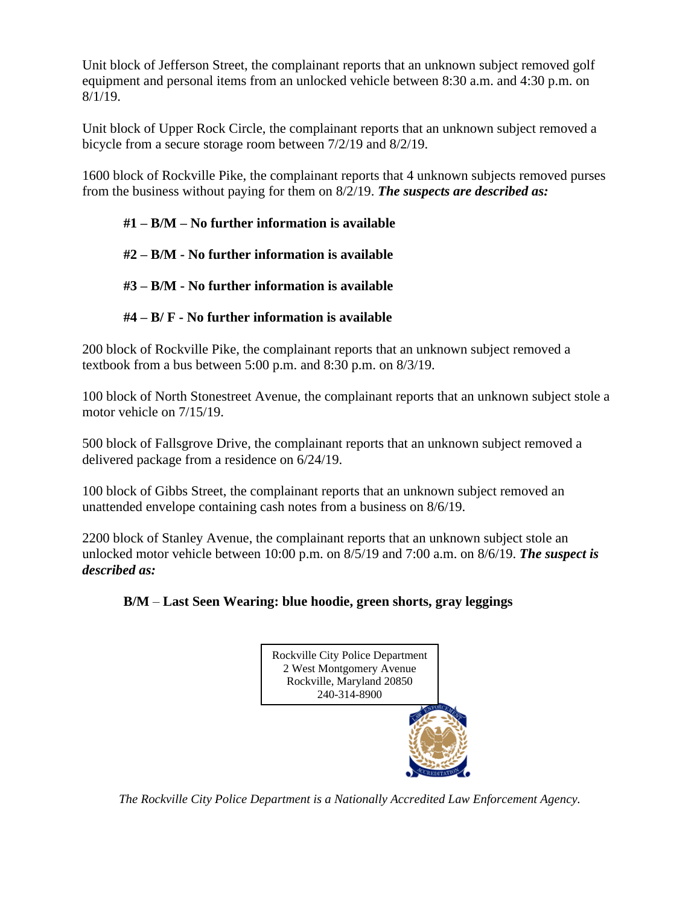Unit block of Jefferson Street, the complainant reports that an unknown subject removed golf equipment and personal items from an unlocked vehicle between 8:30 a.m. and 4:30 p.m. on 8/1/19.

Unit block of Upper Rock Circle, the complainant reports that an unknown subject removed a bicycle from a secure storage room between 7/2/19 and 8/2/19.

1600 block of Rockville Pike, the complainant reports that 4 unknown subjects removed purses from the business without paying for them on 8/2/19. ***The suspects are described as:***

**#1 – B/M – No further information is available**

**#2 – B/M - No further information is available**

**#3 – B/M - No further information is available**

**#4 – B/ F - No further information is available**

200 block of Rockville Pike, the complainant reports that an unknown subject removed a textbook from a bus between 5:00 p.m. and 8:30 p.m. on 8/3/19.

100 block of North Stonestreet Avenue, the complainant reports that an unknown subject stole a motor vehicle on 7/15/19.

500 block of Fallsgrove Drive, the complainant reports that an unknown subject removed a delivered package from a residence on 6/24/19.

100 block of Gibbs Street, the complainant reports that an unknown subject removed an unattended envelope containing cash notes from a business on 8/6/19.

2200 block of Stanley Avenue, the complainant reports that an unknown subject stole an unlocked motor vehicle between 10:00 p.m. on 8/5/19 and 7:00 a.m. on 8/6/19. ***The suspect is described as:***

**B/M – Last Seen Wearing: blue hoodie, green shorts, gray leggings**

Rockville City Police Department
2 West Montgomery Avenue
Rockville, Maryland 20850
240-314-8900

*The Rockville City Police Department is a Nationally Accredited Law Enforcement Agency.*